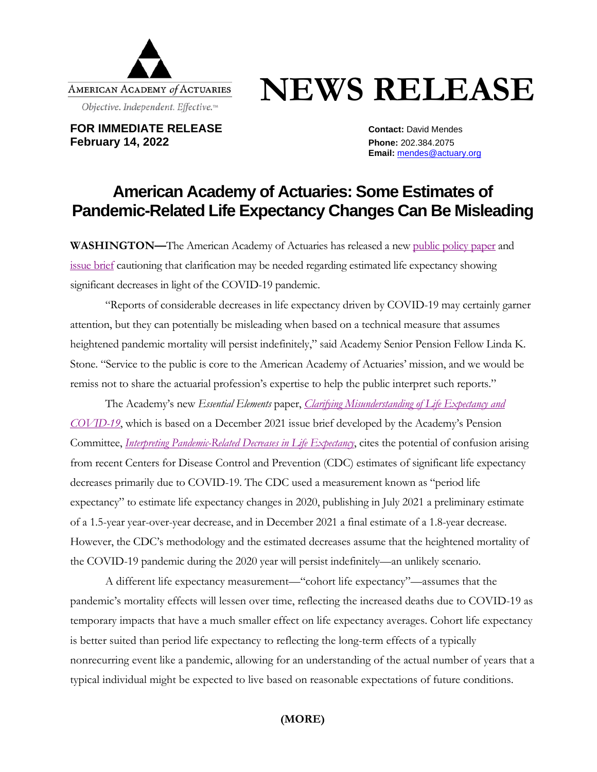AMERICAN ACADEMY *of* ACTUARIES

*Objective. Independent. Effective.*™

# NEWS RELEASE

**FOR IMMEDIATE RELEASE**
**February 14, 2022**

**Contact:** David Mendes
**Phone:** 202.384.2075
**Email:** mendes@actuary.org

## American Academy of Actuaries: Some Estimates of Pandemic-Related Life Expectancy Changes Can Be Misleading

**WASHINGTON—**The American Academy of Actuaries has released a new public policy paper and issue brief cautioning that clarification may be needed regarding estimated life expectancy showing significant decreases in light of the COVID-19 pandemic.

"Reports of considerable decreases in life expectancy driven by COVID-19 may certainly garner attention, but they can potentially be misleading when based on a technical measure that assumes heightened pandemic mortality will persist indefinitely," said Academy Senior Pension Fellow Linda K. Stone. "Service to the public is core to the American Academy of Actuaries' mission, and we would be remiss not to share the actuarial profession's expertise to help the public interpret such reports."

The Academy's new *Essential Elements* paper, *Clarifying Misunderstanding of Life Expectancy and COVID-19*, which is based on a December 2021 issue brief developed by the Academy's Pension Committee, *Interpreting Pandemic-Related Decreases in Life Expectancy*, cites the potential of confusion arising from recent Centers for Disease Control and Prevention (CDC) estimates of significant life expectancy decreases primarily due to COVID-19. The CDC used a measurement known as "period life expectancy" to estimate life expectancy changes in 2020, publishing in July 2021 a preliminary estimate of a 1.5-year year-over-year decrease, and in December 2021 a final estimate of a 1.8-year decrease. However, the CDC's methodology and the estimated decreases assume that the heightened mortality of the COVID-19 pandemic during the 2020 year will persist indefinitely—an unlikely scenario.

A different life expectancy measurement—"cohort life expectancy"—assumes that the pandemic's mortality effects will lessen over time, reflecting the increased deaths due to COVID-19 as temporary impacts that have a much smaller effect on life expectancy averages. Cohort life expectancy is better suited than period life expectancy to reflecting the long-term effects of a typically nonrecurring event like a pandemic, allowing for an understanding of the actual number of years that a typical individual might be expected to live based on reasonable expectations of future conditions.

**(MORE)**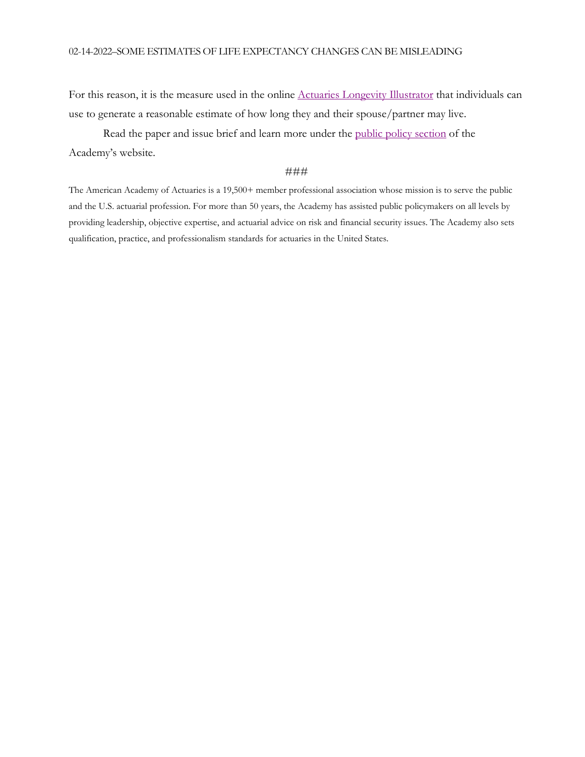For this reason, it is the measure used in the online Actuaries Longevity Illustrator that individuals can use to generate a reasonable estimate of how long they and their spouse/partner may live.

Read the paper and issue brief and learn more under the public policy section of the Academy's website.

###

The American Academy of Actuaries is a 19,500+ member professional association whose mission is to serve the public and the U.S. actuarial profession. For more than 50 years, the Academy has assisted public policymakers on all levels by providing leadership, objective expertise, and actuarial advice on risk and financial security issues. The Academy also sets qualification, practice, and professionalism standards for actuaries in the United States.